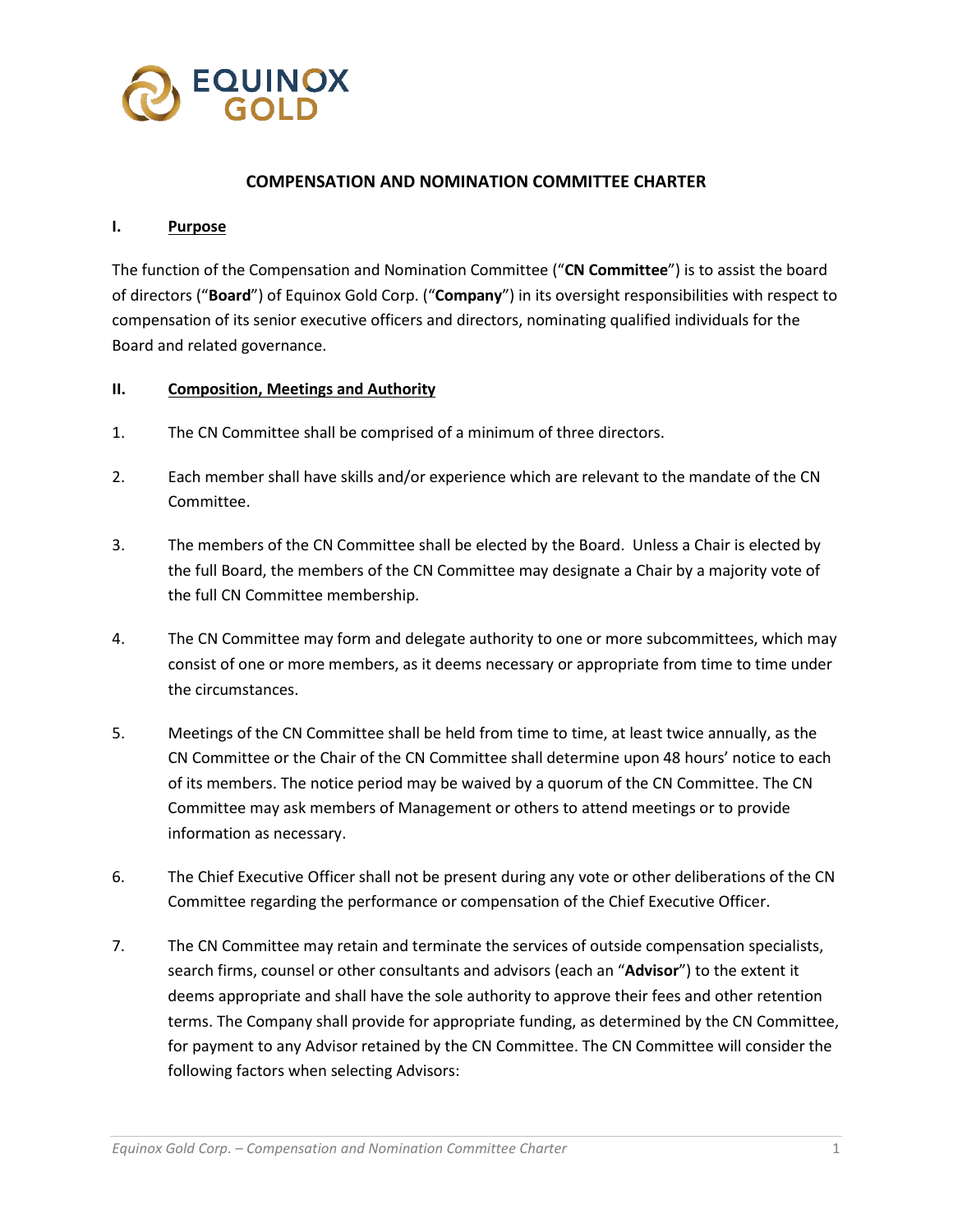# COMPENSATION AND NOMINATION COMMITTEE CHARTER

## I. Purpose

The function of the Compensation and Nomination Committee ("**CN Committee**") is to assist the board of directors ("**Board**") of Equinox Gold Corp. ("**Company**") in its oversight responsibilities with respect to compensation of its senior executive officers and directors, nominating qualified individuals for the Board and related governance.

## II. Composition, Meetings and Authority

1. The CN Committee shall be comprised of a minimum of three directors.

2. Each member shall have skills and/or experience which are relevant to the mandate of the CN Committee.

3. The members of the CN Committee shall be elected by the Board. Unless a Chair is elected by the full Board, the members of the CN Committee may designate a Chair by a majority vote of the full CN Committee membership.

4. The CN Committee may form and delegate authority to one or more subcommittees, which may consist of one or more members, as it deems necessary or appropriate from time to time under the circumstances.

5. Meetings of the CN Committee shall be held from time to time, at least twice annually, as the CN Committee or the Chair of the CN Committee shall determine upon 48 hours' notice to each of its members. The notice period may be waived by a quorum of the CN Committee. The CN Committee may ask members of Management or others to attend meetings or to provide information as necessary.

6. The Chief Executive Officer shall not be present during any vote or other deliberations of the CN Committee regarding the performance or compensation of the Chief Executive Officer.

7. The CN Committee may retain and terminate the services of outside compensation specialists, search firms, counsel or other consultants and advisors (each an "**Advisor**") to the extent it deems appropriate and shall have the sole authority to approve their fees and other retention terms. The Company shall provide for appropriate funding, as determined by the CN Committee, for payment to any Advisor retained by the CN Committee. The CN Committee will consider the following factors when selecting Advisors: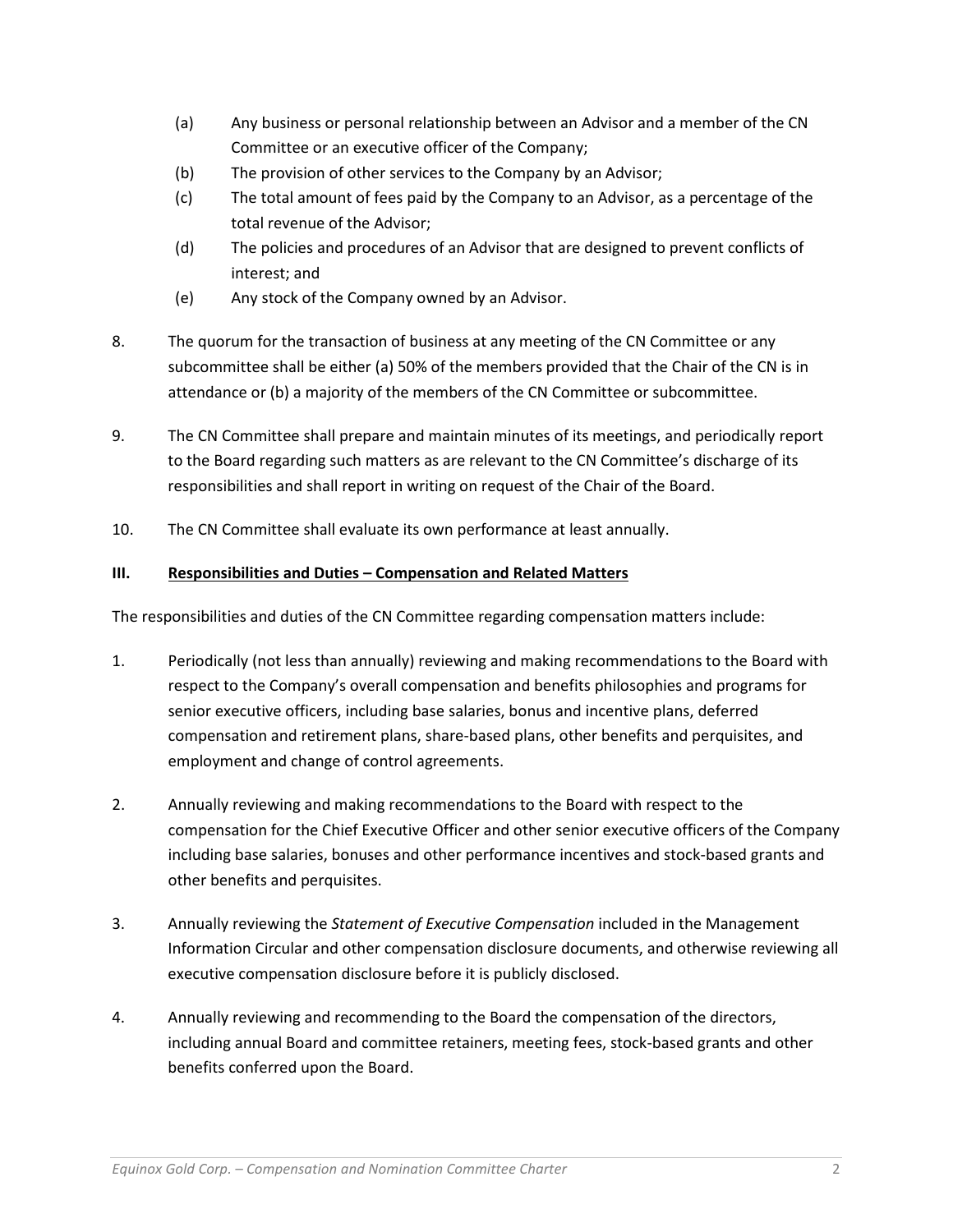(a) Any business or personal relationship between an Advisor and a member of the CN Committee or an executive officer of the Company;

(b) The provision of other services to the Company by an Advisor;

(c) The total amount of fees paid by the Company to an Advisor, as a percentage of the total revenue of the Advisor;

(d) The policies and procedures of an Advisor that are designed to prevent conflicts of interest; and

(e) Any stock of the Company owned by an Advisor.

8. The quorum for the transaction of business at any meeting of the CN Committee or any subcommittee shall be either (a) 50% of the members provided that the Chair of the CN is in attendance or (b) a majority of the members of the CN Committee or subcommittee.

9. The CN Committee shall prepare and maintain minutes of its meetings, and periodically report to the Board regarding such matters as are relevant to the CN Committee's discharge of its responsibilities and shall report in writing on request of the Chair of the Board.

10. The CN Committee shall evaluate its own performance at least annually.

## III. Responsibilities and Duties – Compensation and Related Matters

The responsibilities and duties of the CN Committee regarding compensation matters include:

1. Periodically (not less than annually) reviewing and making recommendations to the Board with respect to the Company's overall compensation and benefits philosophies and programs for senior executive officers, including base salaries, bonus and incentive plans, deferred compensation and retirement plans, share-based plans, other benefits and perquisites, and employment and change of control agreements.

2. Annually reviewing and making recommendations to the Board with respect to the compensation for the Chief Executive Officer and other senior executive officers of the Company including base salaries, bonuses and other performance incentives and stock-based grants and other benefits and perquisites.

3. Annually reviewing the *Statement of Executive Compensation* included in the Management Information Circular and other compensation disclosure documents, and otherwise reviewing all executive compensation disclosure before it is publicly disclosed.

4. Annually reviewing and recommending to the Board the compensation of the directors, including annual Board and committee retainers, meeting fees, stock-based grants and other benefits conferred upon the Board.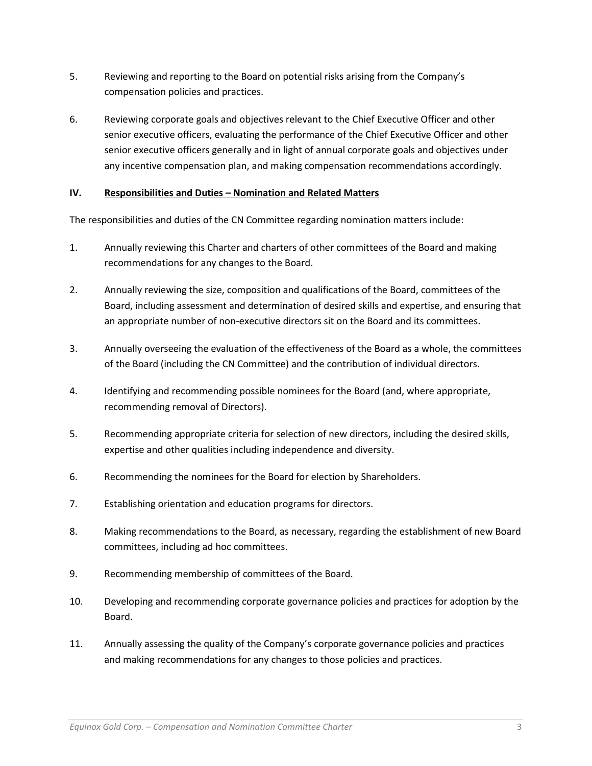5. Reviewing and reporting to the Board on potential risks arising from the Company's compensation policies and practices.

6. Reviewing corporate goals and objectives relevant to the Chief Executive Officer and other senior executive officers, evaluating the performance of the Chief Executive Officer and other senior executive officers generally and in light of annual corporate goals and objectives under any incentive compensation plan, and making compensation recommendations accordingly.

## IV. Responsibilities and Duties – Nomination and Related Matters

The responsibilities and duties of the CN Committee regarding nomination matters include:

1. Annually reviewing this Charter and charters of other committees of the Board and making recommendations for any changes to the Board.

2. Annually reviewing the size, composition and qualifications of the Board, committees of the Board, including assessment and determination of desired skills and expertise, and ensuring that an appropriate number of non-executive directors sit on the Board and its committees.

3. Annually overseeing the evaluation of the effectiveness of the Board as a whole, the committees of the Board (including the CN Committee) and the contribution of individual directors.

4. Identifying and recommending possible nominees for the Board (and, where appropriate, recommending removal of Directors).

5. Recommending appropriate criteria for selection of new directors, including the desired skills, expertise and other qualities including independence and diversity.

6. Recommending the nominees for the Board for election by Shareholders.

7. Establishing orientation and education programs for directors.

8. Making recommendations to the Board, as necessary, regarding the establishment of new Board committees, including ad hoc committees.

9. Recommending membership of committees of the Board.

10. Developing and recommending corporate governance policies and practices for adoption by the Board.

11. Annually assessing the quality of the Company's corporate governance policies and practices and making recommendations for any changes to those policies and practices.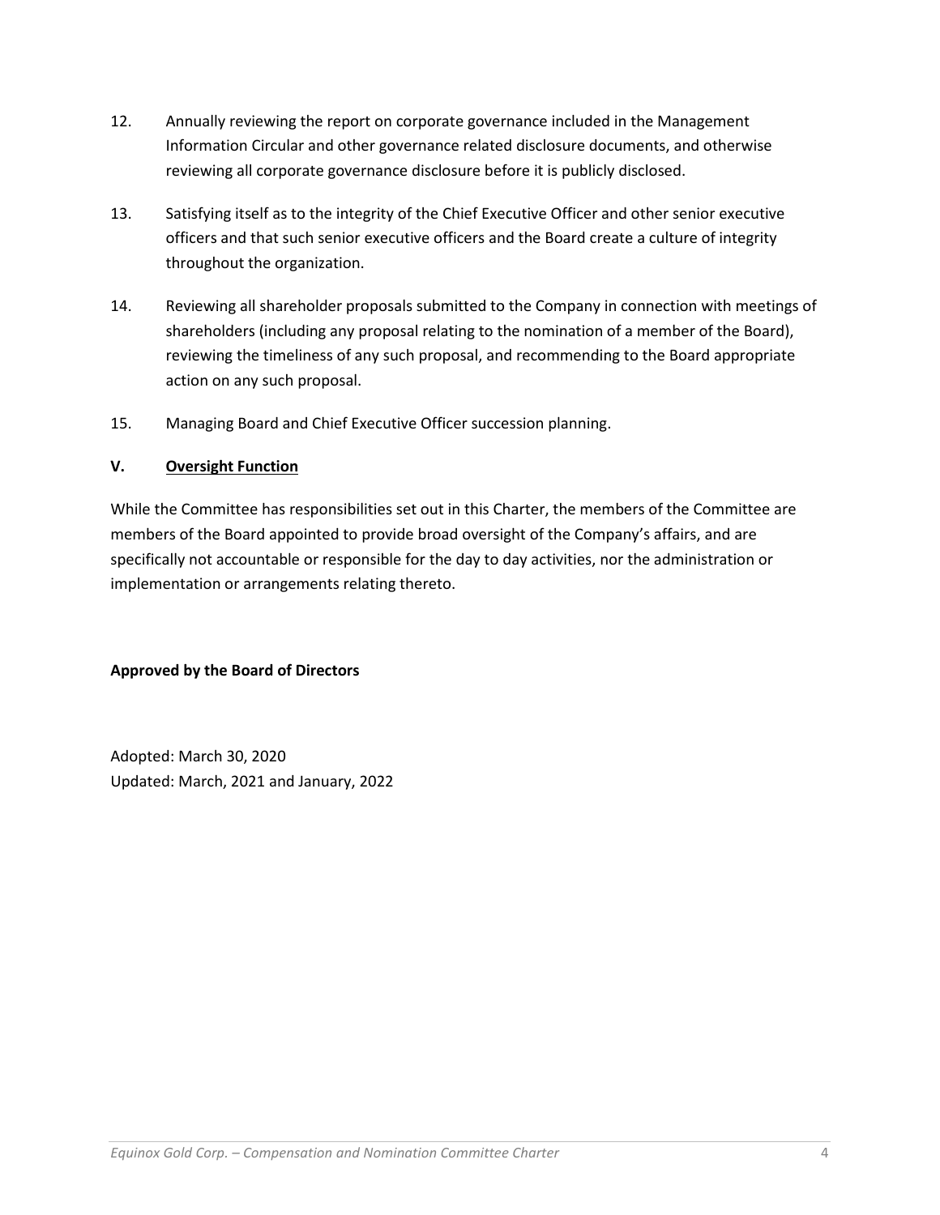12. Annually reviewing the report on corporate governance included in the Management Information Circular and other governance related disclosure documents, and otherwise reviewing all corporate governance disclosure before it is publicly disclosed.

13. Satisfying itself as to the integrity of the Chief Executive Officer and other senior executive officers and that such senior executive officers and the Board create a culture of integrity throughout the organization.

14. Reviewing all shareholder proposals submitted to the Company in connection with meetings of shareholders (including any proposal relating to the nomination of a member of the Board), reviewing the timeliness of any such proposal, and recommending to the Board appropriate action on any such proposal.

15. Managing Board and Chief Executive Officer succession planning.

## V. Oversight Function

While the Committee has responsibilities set out in this Charter, the members of the Committee are members of the Board appointed to provide broad oversight of the Company's affairs, and are specifically not accountable or responsible for the day to day activities, nor the administration or implementation or arrangements relating thereto.

**Approved by the Board of Directors**

Adopted: March 30, 2020
Updated: March, 2021 and January, 2022